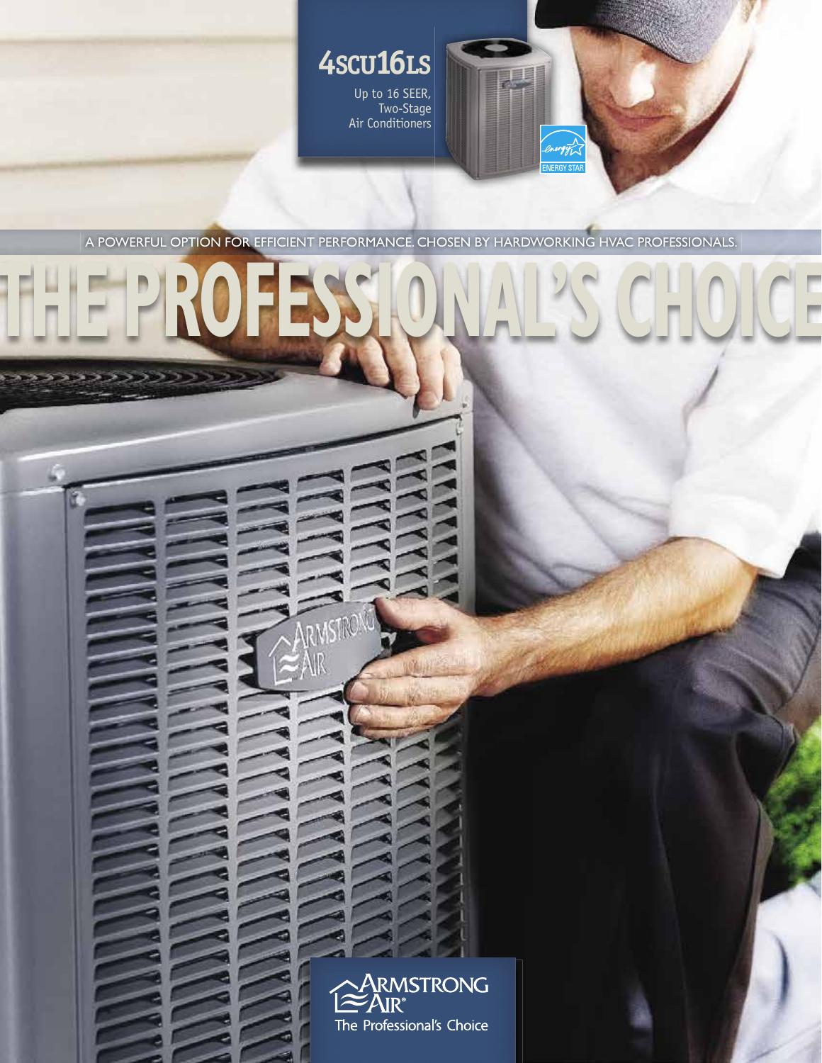# 4SCU16LS

Up to 16 SEER, Two-Stage Air Conditioners

A POWERFUL OPTION FOR EFFICIENT PERFORMANCE. CHOSEN BY HARDWORKING HVAC PROFESSIONALS.

# THE PROFESSIONAL'S CHOICE

Armstrong Air®

The Professional's Choice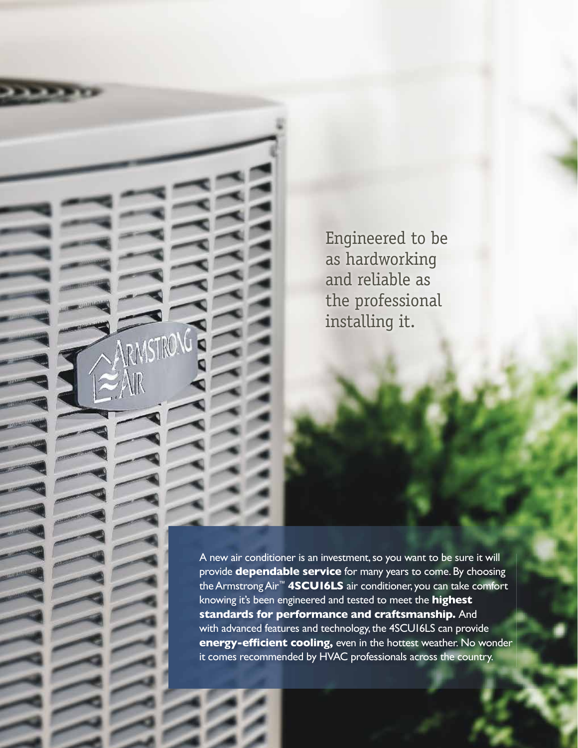Engineered to be as hardworking and reliable as the professional installing it.

A new air conditioner is an investment, so you want to be sure it will provide **dependable service** for many years to come. By choosing the Armstrong Air™ **4SCU16LS** air conditioner, you can take comfort knowing it's been engineered and tested to meet the **highest standards for performance and craftsmanship.** And with advanced features and technology, the 4SCU16LS can provide **energy-efficient cooling,** even in the hottest weather. No wonder it comes recommended by HVAC professionals across the country.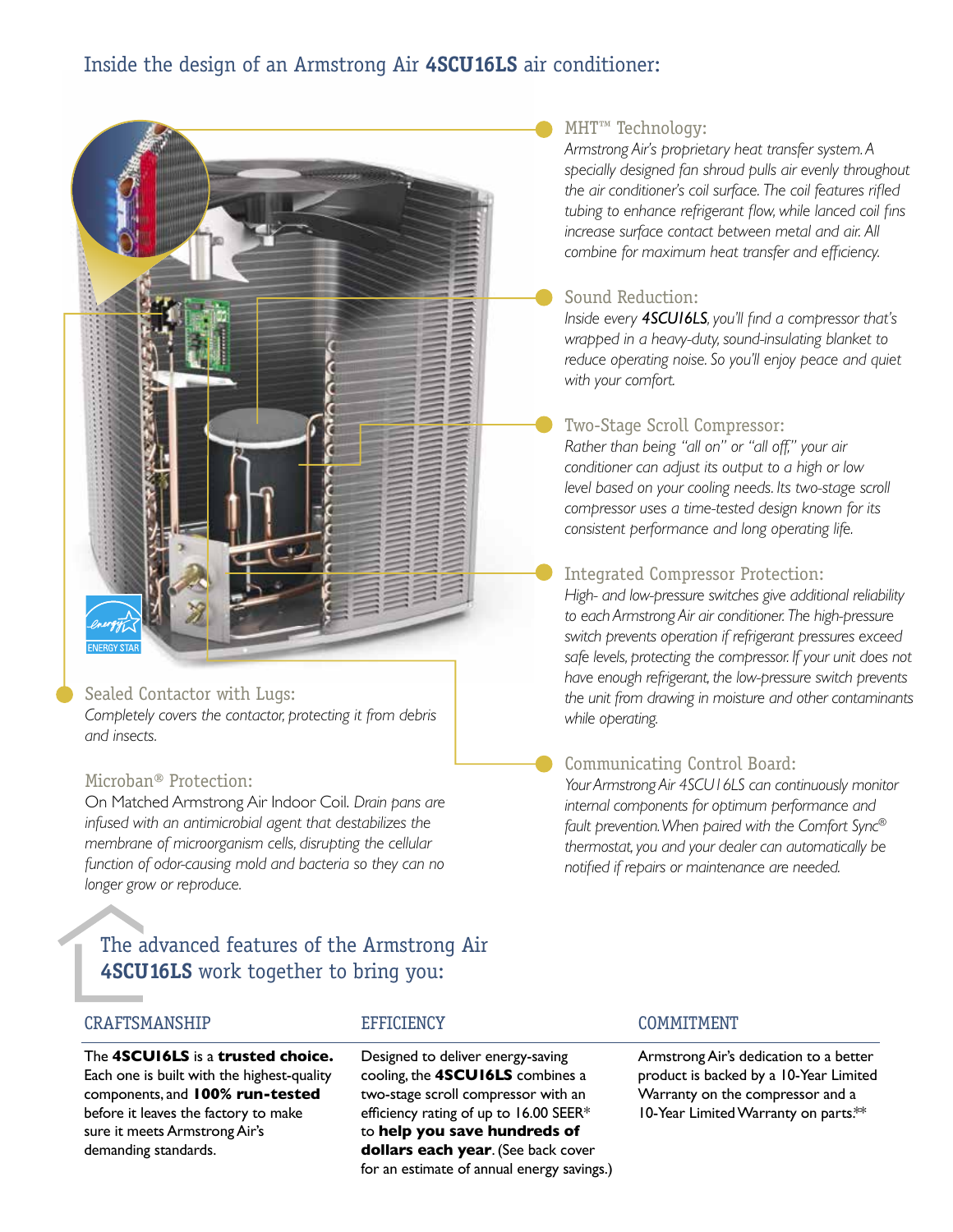## Inside the design of an Armstrong Air **4SCU16LS** air conditioner:

### MHT™ Technology:

*Armstrong Air's proprietary heat transfer system. A specially designed fan shroud pulls air evenly throughout the air conditioner's coil surface. The coil features rifled tubing to enhance refrigerant flow, while lanced coil fins increase surface contact between metal and air. All combine for maximum heat transfer and efficiency.*

### Sound Reduction:

*Inside every **4SCU16LS**, you'll find a compressor that's wrapped in a heavy-duty, sound-insulating blanket to reduce operating noise. So you'll enjoy peace and quiet with your comfort.*

### Two-Stage Scroll Compressor:

*Rather than being "all on" or "all off," your air conditioner can adjust its output to a high or low level based on your cooling needs. Its two-stage scroll compressor uses a time-tested design known for its consistent performance and long operating life.*

### Integrated Compressor Protection:

*High- and low-pressure switches give additional reliability to each Armstrong Air air conditioner. The high-pressure switch prevents operation if refrigerant pressures exceed safe levels, protecting the compressor. If your unit does not have enough refrigerant, the low-pressure switch prevents the unit from drawing in moisture and other contaminants while operating.*

### Communicating Control Board:

*Your Armstrong Air 4SCU16LS can continuously monitor internal components for optimum performance and fault prevention. When paired with the Comfort Sync® thermostat, you and your dealer can automatically be notified if repairs or maintenance are needed.*

### Sealed Contactor with Lugs:

*Completely covers the contactor, protecting it from debris and insects.*

### Microban® Protection:

On Matched Armstrong Air Indoor Coil. *Drain pans are infused with an antimicrobial agent that destabilizes the membrane of microorganism cells, disrupting the cellular function of odor-causing mold and bacteria so they can no longer grow or reproduce.*

ENERGY STAR

## The advanced features of the Armstrong Air **4SCU16LS** work together to bring you:

### CRAFTSMANSHIP

The **4SCU16LS** is a **trusted choice.** Each one is built with the highest-quality components, and **100% run-tested** before it leaves the factory to make sure it meets Armstrong Air's demanding standards.

### EFFICIENCY

Designed to deliver energy-saving cooling, the **4SCU16LS** combines a two-stage scroll compressor with an efficiency rating of up to 16.00 SEER* to **help you save hundreds of dollars each year**. (See back cover for an estimate of annual energy savings.)

### COMMITMENT

Armstrong Air's dedication to a better product is backed by a 10-Year Limited Warranty on the compressor and a 10-Year Limited Warranty on parts.**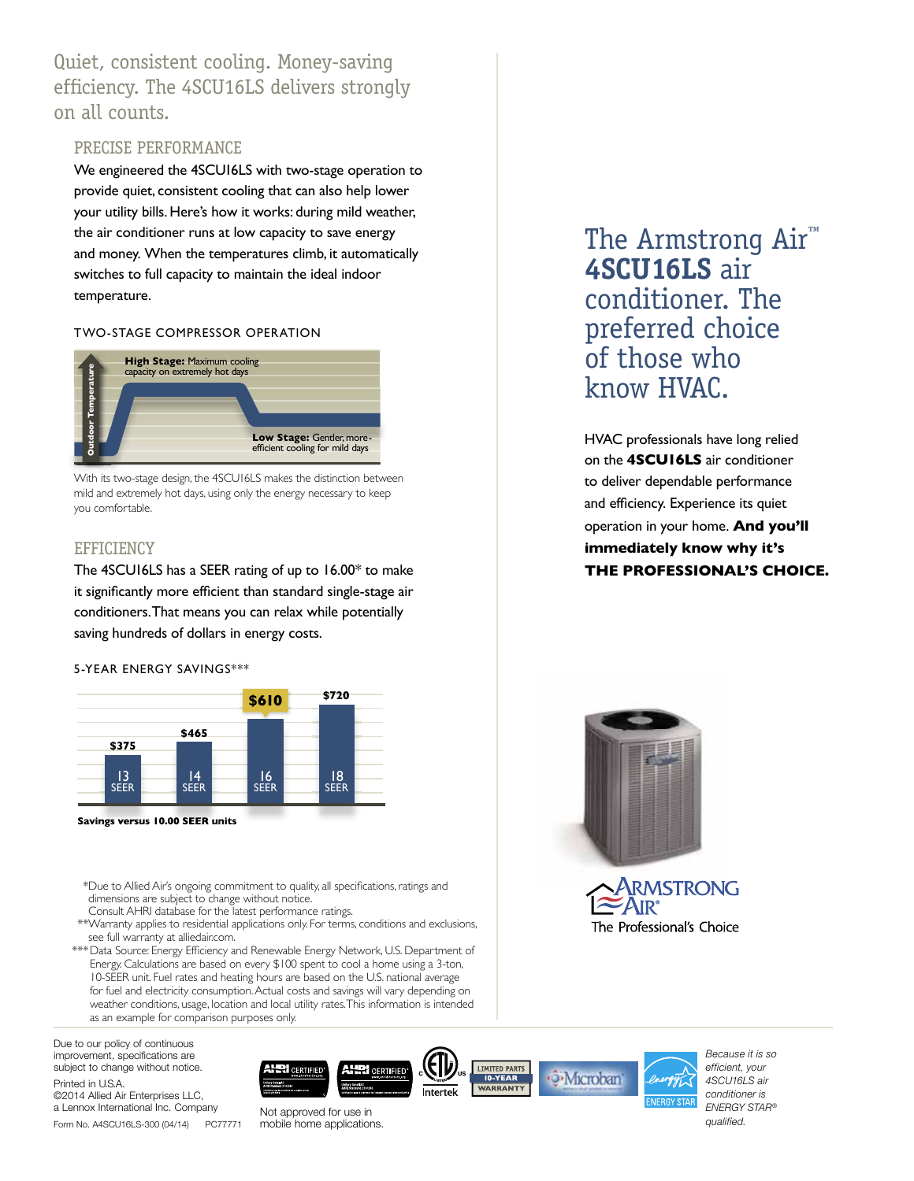# Quiet, consistent cooling. Money-saving efficiency. The 4SCU16LS delivers strongly on all counts.

## PRECISE PERFORMANCE

We engineered the 4SCU16LS with two-stage operation to provide quiet, consistent cooling that can also help lower your utility bills. Here's how it works: during mild weather, the air conditioner runs at low capacity to save energy and money. When the temperatures climb, it automatically switches to full capacity to maintain the ideal indoor temperature.

### TWO-STAGE COMPRESSOR OPERATION

Outdoor Temperature

**High Stage:** Maximum cooling capacity on extremely hot days

**Low Stage:** Gentler, more-efficient cooling for mild days

With its two-stage design, the 4SCU16LS makes the distinction between mild and extremely hot days, using only the energy necessary to keep you comfortable.

## EFFICIENCY

The 4SCU16LS has a SEER rating of up to 16.00* to make it significantly more efficient than standard single-stage air conditioners. That means you can relax while potentially saving hundreds of dollars in energy costs.

### 5-YEAR ENERGY SAVINGS***

$375
13 SEER

$465
14 SEER

$610
16 SEER

$720
18 SEER

**Savings versus 10.00 SEER units**

*Due to Allied Air's ongoing commitment to quality, all specifications, ratings and dimensions are subject to change without notice.
Consult AHRI database for the latest performance ratings.

**Warranty applies to residential applications only. For terms, conditions and exclusions, see full warranty at alliedair.com.

***Data Source: Energy Efficiency and Renewable Energy Network, U.S. Department of Energy. Calculations are based on every $100 spent to cool a home using a 3-ton, 10-SEER unit. Fuel rates and heating hours are based on the U.S. national average for fuel and electricity consumption. Actual costs and savings will vary depending on weather conditions, usage, location and local utility rates. This information is intended as an example for comparison purposes only.

# The Armstrong Air™ **4SCU16LS** air conditioner. The preferred choice of those who know HVAC.

HVAC professionals have long relied on the **4SCU16LS** air conditioner to deliver dependable performance and efficiency. Experience its quiet operation in your home. **And you'll immediately know why it's THE PROFESSIONAL'S CHOICE.**

ARMSTRONG AIR®
The Professional's Choice

Due to our policy of continuous improvement, specifications are subject to change without notice.

Printed in U.S.A.
©2014 Allied Air Enterprises LLC, a Lennox International Inc. Company

Form No. A4SCU16LS-300 (04/14) PC77771

AHRI CERTIFIED® AHRI CERTIFIED® Intertek LIMITED PARTS 10-YEAR WARRANTY Microban ENERGY STAR

Not approved for use in mobile home applications.

*Because it is so efficient, your 4SCU16LS air conditioner is ENERGY STAR® qualified.*